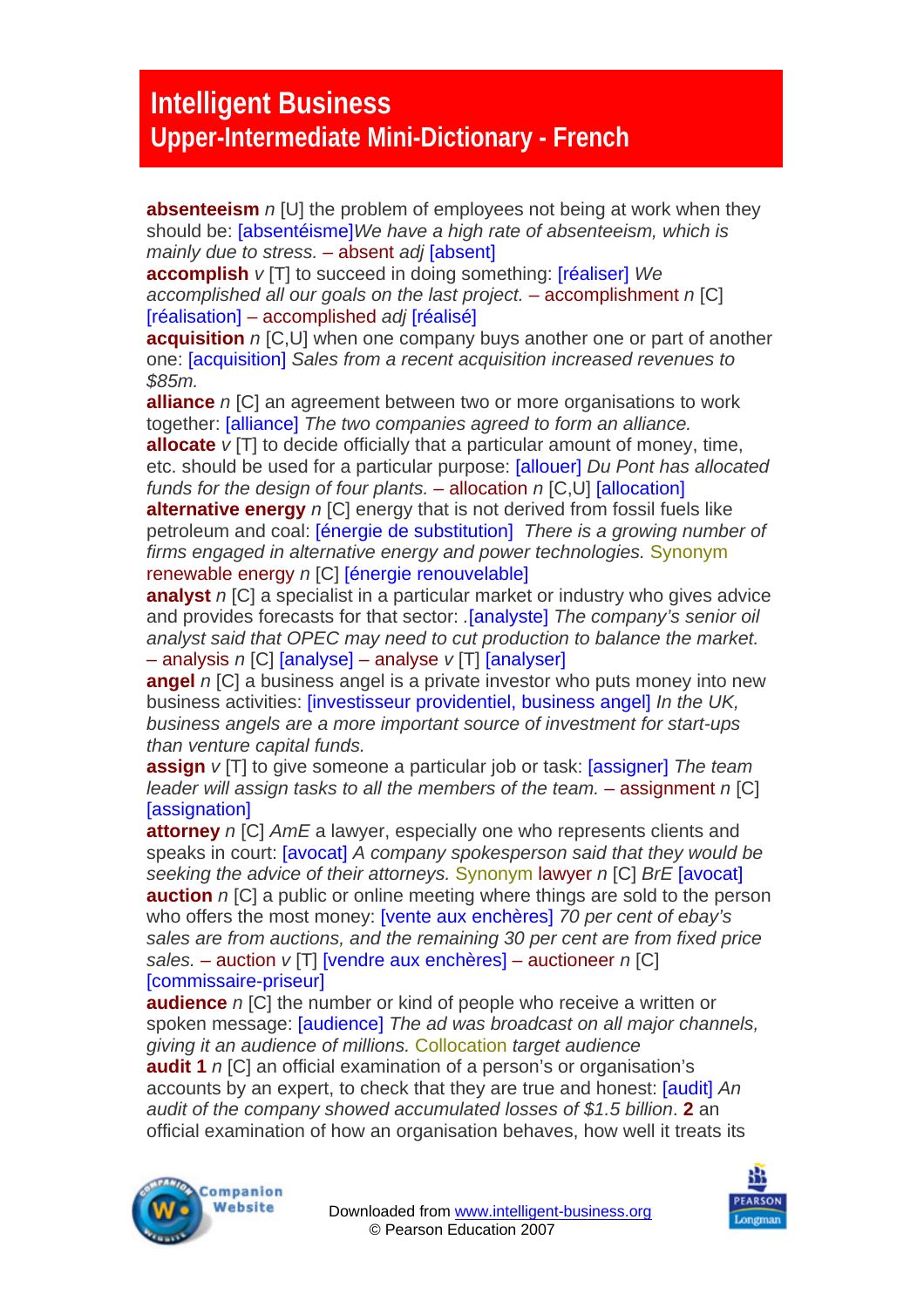# Intelligent Business
## Upper-Intermediate Mini-Dictionary - French

**absenteeism** *n* [U] the problem of employees not being at work when they should be: [absentéisme]*We have a high rate of absenteeism, which is mainly due to stress.* – absent *adj* [absent]

**accomplish** *v* [T] to succeed in doing something: [réaliser] *We accomplished all our goals on the last project.* – accomplishment *n* [C] [réalisation] – accomplished *adj* [réalisé]

**acquisition** *n* [C,U] when one company buys another one or part of another one: [acquisition] *Sales from a recent acquisition increased revenues to $85m.*

**alliance** *n* [C] an agreement between two or more organisations to work together: [alliance] *The two companies agreed to form an alliance.*

**allocate** *v* [T] to decide officially that a particular amount of money, time, etc. should be used for a particular purpose: [allouer] *Du Pont has allocated funds for the design of four plants.* – allocation *n* [C,U] [allocation]

**alternative energy** *n* [C] energy that is not derived from fossil fuels like petroleum and coal: [énergie de substitution] *There is a growing number of firms engaged in alternative energy and power technologies.* Synonym renewable energy *n* [C] [énergie renouvelable]

**analyst** *n* [C] a specialist in a particular market or industry who gives advice and provides forecasts for that sector: .[analyste] *The company's senior oil analyst said that OPEC may need to cut production to balance the market.* – analysis *n* [C] [analyse] – analyse *v* [T] [analyser]

**angel** *n* [C] a business angel is a private investor who puts money into new business activities: [investisseur providentiel, business angel] *In the UK, business angels are a more important source of investment for start-ups than venture capital funds.*

**assign** *v* [T] to give someone a particular job or task: [assigner] *The team leader will assign tasks to all the members of the team.* – assignment *n* [C] [assignation]

**attorney** *n* [C] *AmE* a lawyer, especially one who represents clients and speaks in court: [avocat] *A company spokesperson said that they would be seeking the advice of their attorneys.* Synonym lawyer *n* [C] *BrE* [avocat]

**auction** *n* [C] a public or online meeting where things are sold to the person who offers the most money: [vente aux enchères] *70 per cent of ebay's sales are from auctions, and the remaining 30 per cent are from fixed price sales.* – auction *v* [T] [vendre aux enchères] – auctioneer *n* [C] [commissaire-priseur]

**audience** *n* [C] the number or kind of people who receive a written or spoken message: [audience] *The ad was broadcast on all major channels, giving it an audience of millions.* Collocation *target audience*

**audit** **1** *n* [C] an official examination of a person's or organisation's accounts by an expert, to check that they are true and honest: [audit] *An audit of the company showed accumulated losses of $1.5 billion*. **2** an official examination of how an organisation behaves, how well it treats its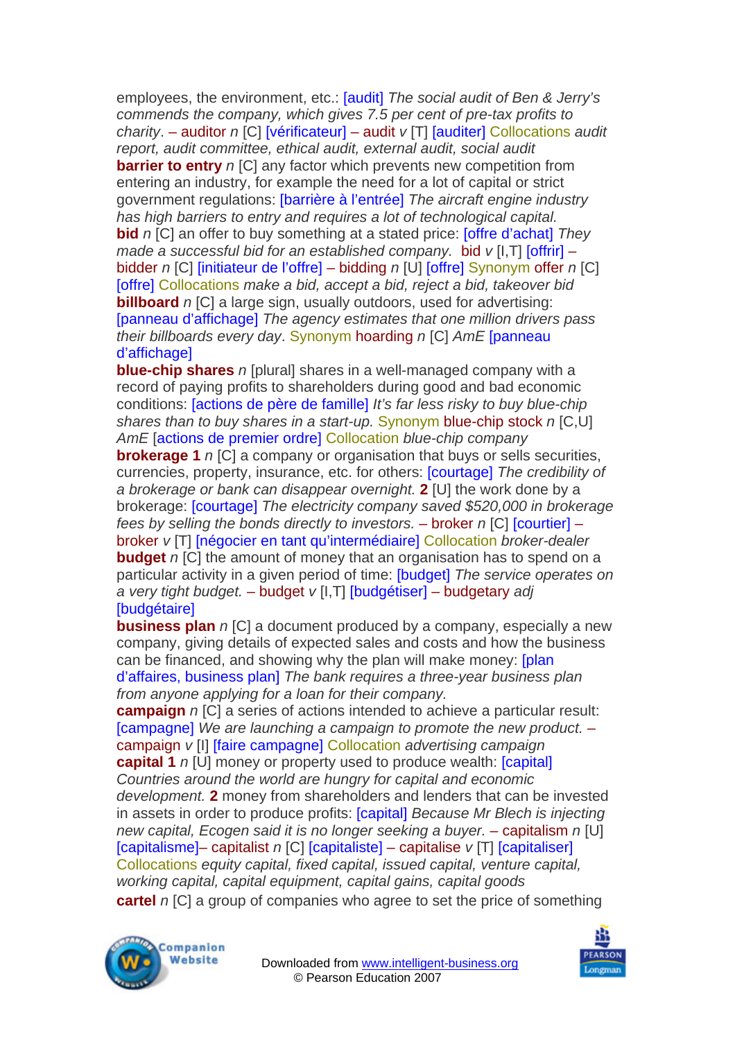employees, the environment, etc.: [audit] *The social audit of Ben & Jerry's commends the company, which gives 7.5 per cent of pre-tax profits to charity*. – auditor *n* [C] [vérificateur] – audit *v* [T] [auditer] Collocations *audit report, audit committee, ethical audit, external audit, social audit*

**barrier to entry** *n* [C] any factor which prevents new competition from entering an industry, for example the need for a lot of capital or strict government regulations: [barrière à l'entrée] *The aircraft engine industry has high barriers to entry and requires a lot of technological capital.*

**bid** *n* [C] an offer to buy something at a stated price: [offre d'achat] *They made a successful bid for an established company.* bid *v* [I,T] [offrir] – bidder *n* [C] [initiateur de l'offre] – bidding *n* [U] [offre] Synonym offer *n* [C] [offre] Collocations *make a bid, accept a bid, reject a bid, takeover bid*

**billboard** *n* [C] a large sign, usually outdoors, used for advertising: [panneau d'affichage] *The agency estimates that one million drivers pass their billboards every day*. Synonym hoarding *n* [C] *AmE* [panneau d'affichage]

**blue-chip shares** *n* [plural] shares in a well-managed company with a record of paying profits to shareholders during good and bad economic conditions: [actions de père de famille] *It's far less risky to buy blue-chip shares than to buy shares in a start-up.* Synonym blue-chip stock *n* [C,U] *AmE* [actions de premier ordre] Collocation *blue-chip company*

**brokerage 1** *n* [C] a company or organisation that buys or sells securities, currencies, property, insurance, etc. for others: [courtage] *The credibility of a brokerage or bank can disappear overnight.* **2** [U] the work done by a brokerage: [courtage] *The electricity company saved $520,000 in brokerage fees by selling the bonds directly to investors.* – broker *n* [C] [courtier] – broker *v* [T] [négocier en tant qu'intermédiaire] Collocation *broker-dealer*

**budget** *n* [C] the amount of money that an organisation has to spend on a particular activity in a given period of time: [budget] *The service operates on a very tight budget.* – budget *v* [I,T] [budgétiser] – budgetary *adj* [budgétaire]

**business plan** *n* [C] a document produced by a company, especially a new company, giving details of expected sales and costs and how the business can be financed, and showing why the plan will make money: [plan d'affaires, business plan] *The bank requires a three-year business plan from anyone applying for a loan for their company.*

**campaign** *n* [C] a series of actions intended to achieve a particular result: [campagne] *We are launching a campaign to promote the new product.* – campaign *v* [I] [faire campagne] Collocation *advertising campaign*

**capital 1** *n* [U] money or property used to produce wealth: [capital] *Countries around the world are hungry for capital and economic development.* **2** money from shareholders and lenders that can be invested in assets in order to produce profits: [capital] *Because Mr Blech is injecting new capital, Ecogen said it is no longer seeking a buyer.* – capitalism *n* [U] [capitalisme]– capitalist *n* [C] [capitaliste] – capitalise *v* [T] [capitaliser] Collocations *equity capital, fixed capital, issued capital, venture capital, working capital, capital equipment, capital gains, capital goods*

**cartel** *n* [C] a group of companies who agree to set the price of something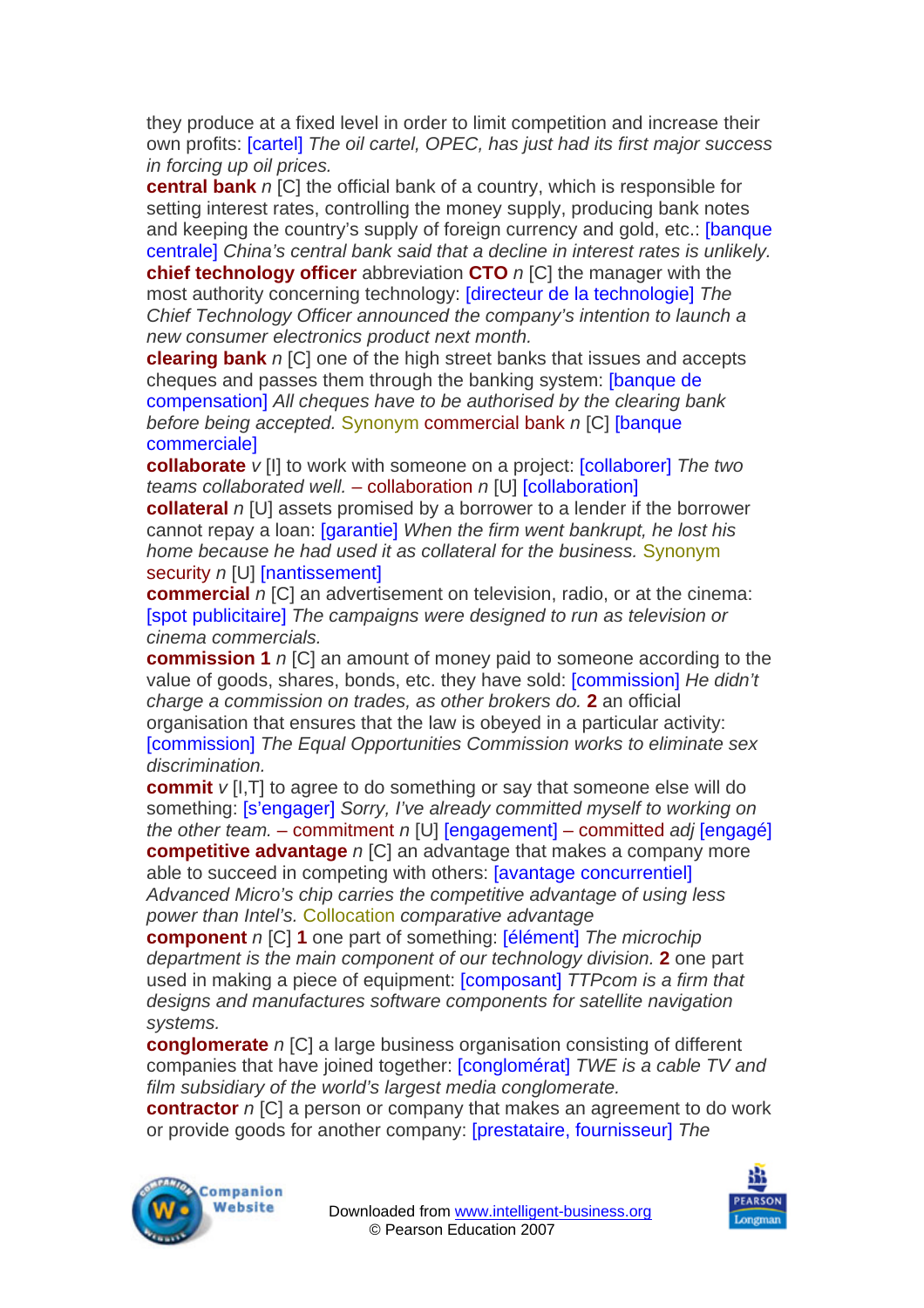they produce at a fixed level in order to limit competition and increase their own profits: [cartel] *The oil cartel, OPEC, has just had its first major success in forcing up oil prices.*
**central bank** *n* [C] the official bank of a country, which is responsible for setting interest rates, controlling the money supply, producing bank notes and keeping the country's supply of foreign currency and gold, etc.: [banque centrale] *China's central bank said that a decline in interest rates is unlikely.*
**chief technology officer** abbreviation **CTO** *n* [C] the manager with the most authority concerning technology: [directeur de la technologie] *The Chief Technology Officer announced the company's intention to launch a new consumer electronics product next month.*
**clearing bank** *n* [C] one of the high street banks that issues and accepts cheques and passes them through the banking system: [banque de compensation] *All cheques have to be authorised by the clearing bank before being accepted.* Synonym commercial bank *n* [C] [banque commerciale]
**collaborate** *v* [I] to work with someone on a project: [collaborer] *The two teams collaborated well.* – collaboration *n* [U] [collaboration]
**collateral** *n* [U] assets promised by a borrower to a lender if the borrower cannot repay a loan: [garantie] *When the firm went bankrupt, he lost his home because he had used it as collateral for the business.* Synonym security *n* [U] [nantissement]
**commercial** *n* [C] an advertisement on television, radio, or at the cinema: [spot publicitaire] *The campaigns were designed to run as television or cinema commercials.*
**commission 1** *n* [C] an amount of money paid to someone according to the value of goods, shares, bonds, etc. they have sold: [commission] *He didn't charge a commission on trades, as other brokers do.* **2** an official organisation that ensures that the law is obeyed in a particular activity: [commission] *The Equal Opportunities Commission works to eliminate sex discrimination.*
**commit** *v* [I,T] to agree to do something or say that someone else will do something: [s'engager] *Sorry, I've already committed myself to working on the other team.* – commitment *n* [U] [engagement] – committed *adj* [engagé]
**competitive advantage** *n* [C] an advantage that makes a company more able to succeed in competing with others: [avantage concurrentiel] *Advanced Micro's chip carries the competitive advantage of using less power than Intel's.* Collocation *comparative advantage*
**component** *n* [C] **1** one part of something: [élément] *The microchip department is the main component of our technology division.* **2** one part used in making a piece of equipment: [composant] *TTPcom is a firm that designs and manufactures software components for satellite navigation systems.*
**conglomerate** *n* [C] a large business organisation consisting of different companies that have joined together: [conglomérat] *TWE is a cable TV and film subsidiary of the world's largest media conglomerate.*
**contractor** *n* [C] a person or company that makes an agreement to do work or provide goods for another company: [prestataire, fournisseur] *The*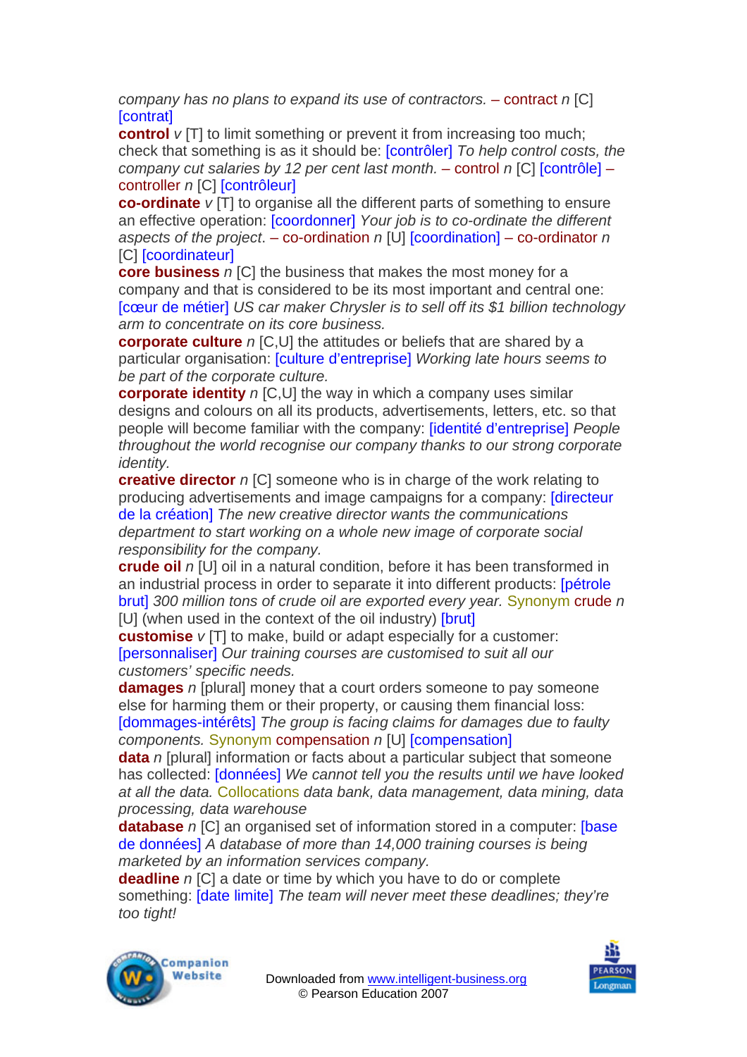*company has no plans to expand its use of contractors.* – contract *n* [C] [contrat]

**control** *v* [T] to limit something or prevent it from increasing too much; check that something is as it should be: [contrôler] *To help control costs, the company cut salaries by 12 per cent last month.* – control *n* [C] [contrôle] – controller *n* [C] [contrôleur]

**co-ordinate** *v* [T] to organise all the different parts of something to ensure an effective operation: [coordonner] *Your job is to co-ordinate the different aspects of the project*. – co-ordination *n* [U] [coordination] – co-ordinator *n* [C] [coordinateur]

**core business** *n* [C] the business that makes the most money for a company and that is considered to be its most important and central one: [cœur de métier] *US car maker Chrysler is to sell off its $1 billion technology arm to concentrate on its core business.*

**corporate culture** *n* [C,U] the attitudes or beliefs that are shared by a particular organisation: [culture d'entreprise] *Working late hours seems to be part of the corporate culture.*

**corporate identity** *n* [C,U] the way in which a company uses similar designs and colours on all its products, advertisements, letters, etc. so that people will become familiar with the company: [identité d'entreprise] *People throughout the world recognise our company thanks to our strong corporate identity.*

**creative director** *n* [C] someone who is in charge of the work relating to producing advertisements and image campaigns for a company: [directeur de la création] *The new creative director wants the communications department to start working on a whole new image of corporate social responsibility for the company.*

**crude oil** *n* [U] oil in a natural condition, before it has been transformed in an industrial process in order to separate it into different products: [pétrole brut] *300 million tons of crude oil are exported every year.* Synonym crude *n* [U] (when used in the context of the oil industry) [brut]

**customise** *v* [T] to make, build or adapt especially for a customer: [personnaliser] *Our training courses are customised to suit all our customers' specific needs.*

**damages** *n* [plural] money that a court orders someone to pay someone else for harming them or their property, or causing them financial loss: [dommages-intérêts] *The group is facing claims for damages due to faulty components.* Synonym compensation *n* [U] [compensation]

**data** *n* [plural] information or facts about a particular subject that someone has collected: [données] *We cannot tell you the results until we have looked at all the data.* Collocations *data bank, data management, data mining, data processing, data warehouse*

**database** *n* [C] an organised set of information stored in a computer: [base de données] *A database of more than 14,000 training courses is being marketed by an information services company.*

**deadline** *n* [C] a date or time by which you have to do or complete something: [date limite] *The team will never meet these deadlines; they're too tight!*

Downloaded from www.intelligent-business.org
© Pearson Education 2007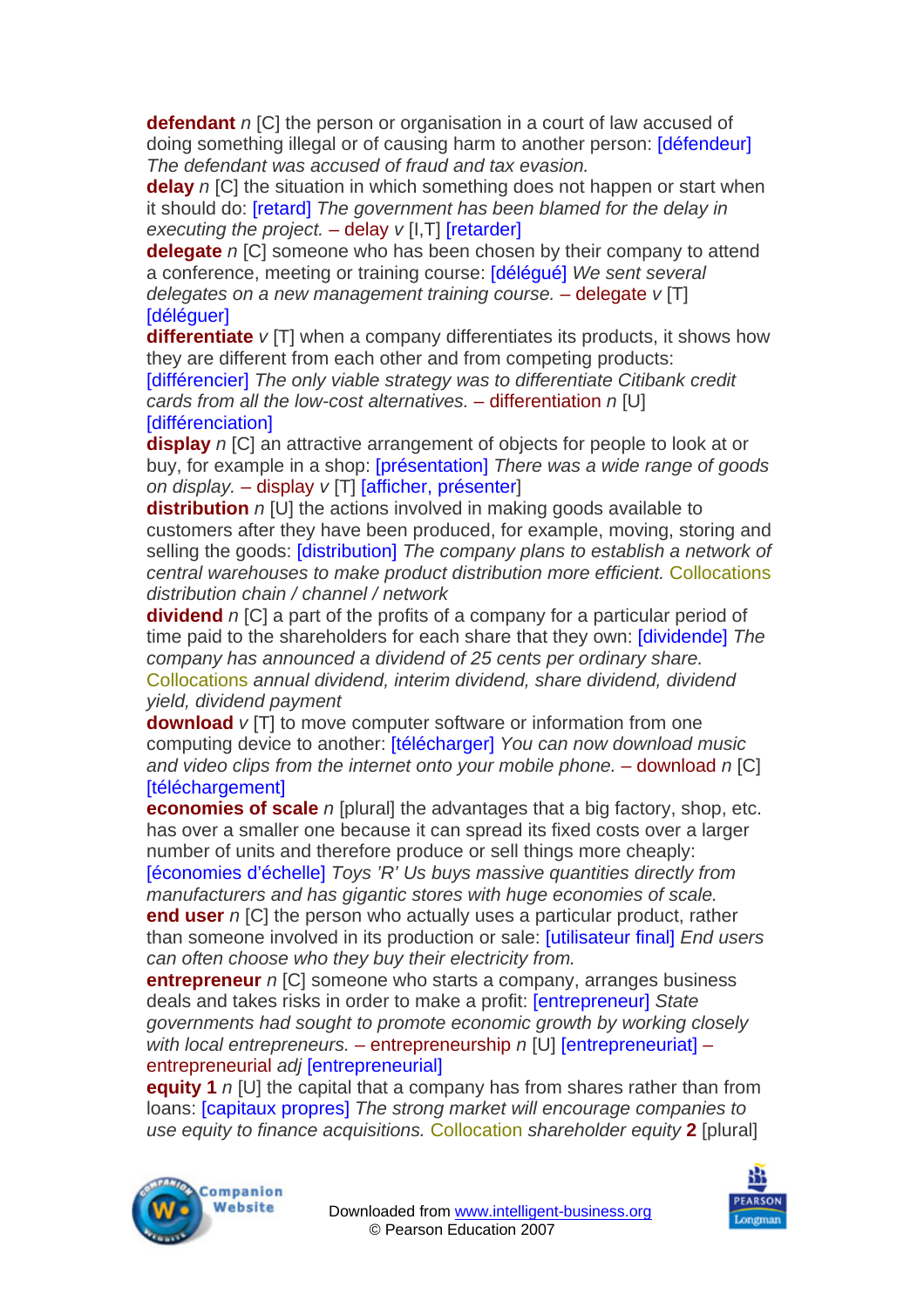**defendant** *n* [C] the person or organisation in a court of law accused of doing something illegal or of causing harm to another person: [défendeur] *The defendant was accused of fraud and tax evasion.*
**delay** *n* [C] the situation in which something does not happen or start when it should do: [retard] *The government has been blamed for the delay in executing the project.* – delay *v* [I,T] [retarder]
**delegate** *n* [C] someone who has been chosen by their company to attend a conference, meeting or training course: [délégué] *We sent several delegates on a new management training course.* – delegate *v* [T] [déléguer]
**differentiate** *v* [T] when a company differentiates its products, it shows how they are different from each other and from competing products: [différencier] *The only viable strategy was to differentiate Citibank credit cards from all the low-cost alternatives.* – differentiation *n* [U] [différenciation]
**display** *n* [C] an attractive arrangement of objects for people to look at or buy, for example in a shop: [présentation] *There was a wide range of goods on display.* – display *v* [T] [afficher, présenter]
**distribution** *n* [U] the actions involved in making goods available to customers after they have been produced, for example, moving, storing and selling the goods: [distribution] *The company plans to establish a network of central warehouses to make product distribution more efficient.* Collocations *distribution chain / channel / network*
**dividend** *n* [C] a part of the profits of a company for a particular period of time paid to the shareholders for each share that they own: [dividende] *The company has announced a dividend of 25 cents per ordinary share.* Collocations *annual dividend, interim dividend, share dividend, dividend yield, dividend payment*
**download** *v* [T] to move computer software or information from one computing device to another: [télécharger] *You can now download music and video clips from the internet onto your mobile phone.* – download *n* [C] [téléchargement]
**economies of scale** *n* [plural] the advantages that a big factory, shop, etc. has over a smaller one because it can spread its fixed costs over a larger number of units and therefore produce or sell things more cheaply: [économies d'échelle] *Toys 'R' Us buys massive quantities directly from manufacturers and has gigantic stores with huge economies of scale.*
**end user** *n* [C] the person who actually uses a particular product, rather than someone involved in its production or sale: [utilisateur final] *End users can often choose who they buy their electricity from.*
**entrepreneur** *n* [C] someone who starts a company, arranges business deals and takes risks in order to make a profit: [entrepreneur] *State governments had sought to promote economic growth by working closely with local entrepreneurs.* – entrepreneurship *n* [U] [entrepreneuriat] – entrepreneurial *adj* [entrepreneurial]
**equity 1** *n* [U] the capital that a company has from shares rather than from loans: [capitaux propres] *The strong market will encourage companies to use equity to finance acquisitions.* Collocation *shareholder equity* **2** [plural]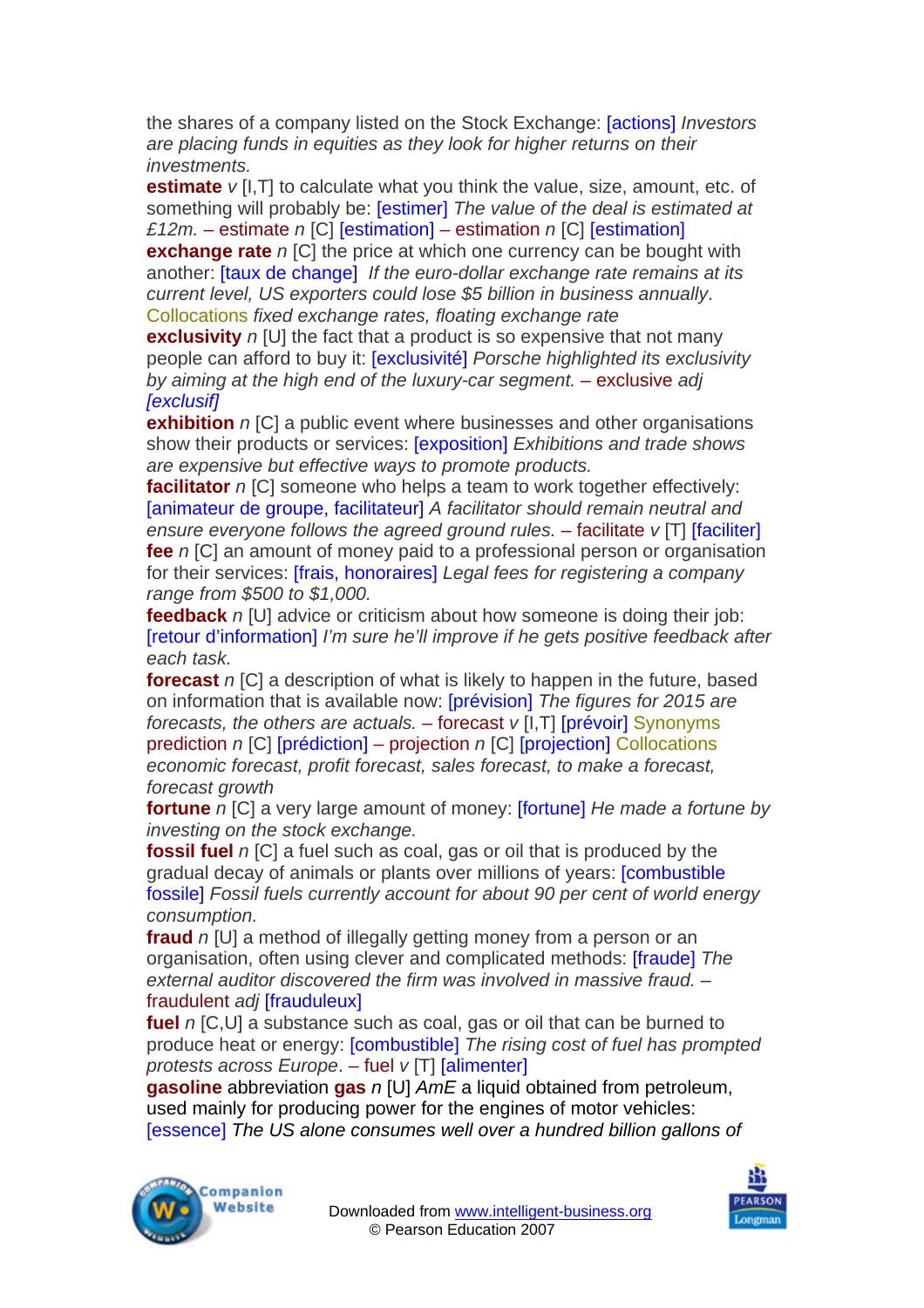the shares of a company listed on the Stock Exchange: [actions] *Investors are placing funds in equities as they look for higher returns on their investments.*

**estimate** *v* [I,T] to calculate what you think the value, size, amount, etc. of something will probably be: [estimer] *The value of the deal is estimated at £12m.* – estimate *n* [C] [estimation] – estimation *n* [C] [estimation]

**exchange rate** *n* [C] the price at which one currency can be bought with another: [taux de change] *If the euro-dollar exchange rate remains at its current level, US exporters could lose $5 billion in business annually*. Collocations *fixed exchange rates, floating exchange rate*

**exclusivity** *n* [U] the fact that a product is so expensive that not many people can afford to buy it: [exclusivité] *Porsche highlighted its exclusivity by aiming at the high end of the luxury-car segment.* – exclusive *adj* *[exclusif]*

**exhibition** *n* [C] a public event where businesses and other organisations show their products or services: [exposition] *Exhibitions and trade shows are expensive but effective ways to promote products.*

**facilitator** *n* [C] someone who helps a team to work together effectively: [animateur de groupe, facilitateur] *A facilitator should remain neutral and ensure everyone follows the agreed ground rules.* – facilitate *v* [T] [faciliter]

**fee** *n* [C] an amount of money paid to a professional person or organisation for their services: [frais, honoraires] *Legal fees for registering a company range from $500 to $1,000.*

**feedback** *n* [U] advice or criticism about how someone is doing their job: [retour d'information] *I'm sure he'll improve if he gets positive feedback after each task.*

**forecast** *n* [C] a description of what is likely to happen in the future, based on information that is available now: [prévision] *The figures for 2015 are forecasts, the others are actuals.* – forecast *v* [I,T] [prévoir] Synonyms prediction *n* [C] [prédiction] – projection *n* [C] [projection] Collocations *economic forecast, profit forecast, sales forecast, to make a forecast, forecast growth*

**fortune** *n* [C] a very large amount of money: [fortune] *He made a fortune by investing on the stock exchange.*

**fossil fuel** *n* [C] a fuel such as coal, gas or oil that is produced by the gradual decay of animals or plants over millions of years: [combustible fossile] *Fossil fuels currently account for about 90 per cent of world energy consumption.*

**fraud** *n* [U] a method of illegally getting money from a person or an organisation, often using clever and complicated methods: [fraude] *The external auditor discovered the firm was involved in massive fraud.* – fraudulent *adj* [frauduleux]

**fuel** *n* [C,U] a substance such as coal, gas or oil that can be burned to produce heat or energy: [combustible] *The rising cost of fuel has prompted protests across Europe*. – fuel *v* [T] [alimenter]

**gasoline** abbreviation **gas** *n* [U] *AmE* a liquid obtained from petroleum, used mainly for producing power for the engines of motor vehicles: [essence] *The US alone consumes well over a hundred billion gallons of*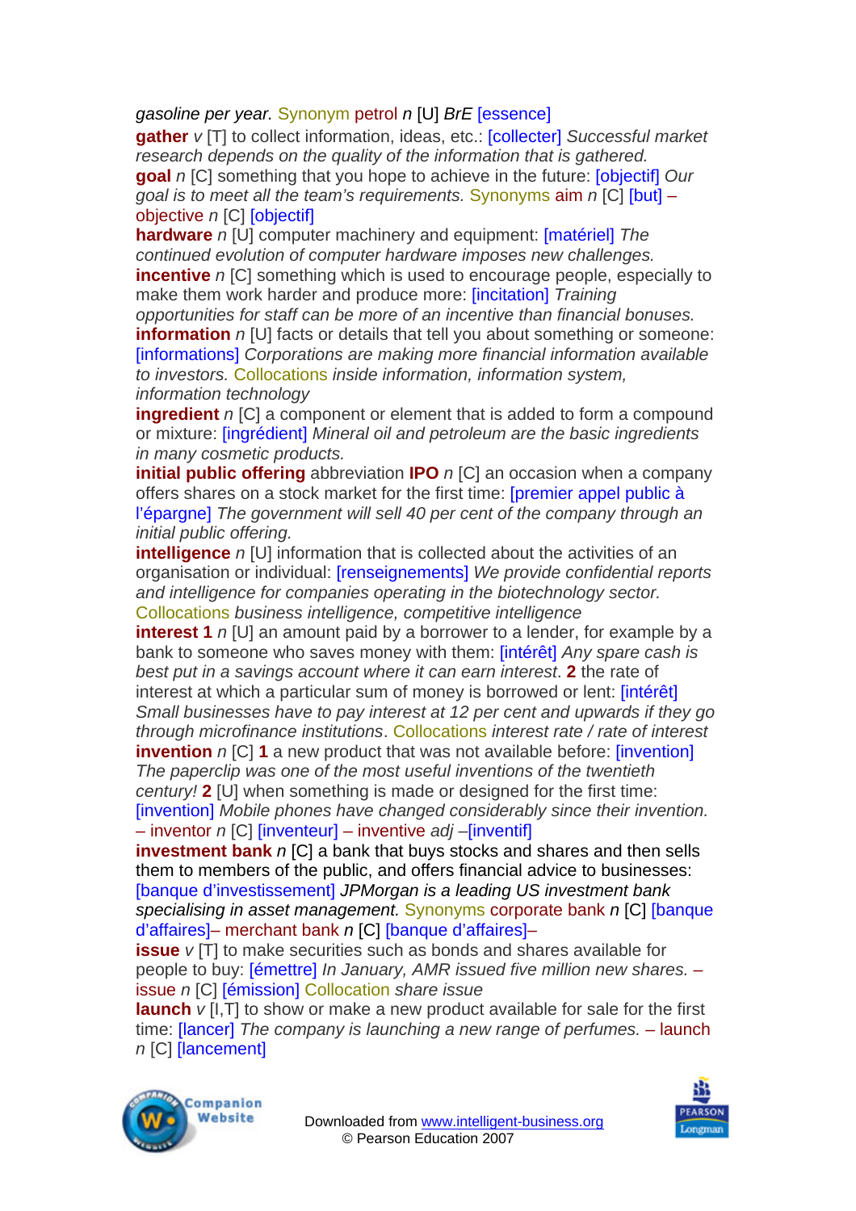*gasoline per year.* Synonym petrol *n* [U] *BrE* [essence]

**gather** *v* [T] to collect information, ideas, etc.: [collecter] *Successful market research depends on the quality of the information that is gathered.*

**goal** *n* [C] something that you hope to achieve in the future: [objectif] *Our goal is to meet all the team's requirements.* Synonyms aim *n* [C] [but] – objective *n* [C] [objectif]

**hardware** *n* [U] computer machinery and equipment: [matériel] *The continued evolution of computer hardware imposes new challenges.*

**incentive** *n* [C] something which is used to encourage people, especially to make them work harder and produce more: [incitation] *Training opportunities for staff can be more of an incentive than financial bonuses.*

**information** *n* [U] facts or details that tell you about something or someone: [informations] *Corporations are making more financial information available to investors.* Collocations *inside information, information system, information technology*

**ingredient** *n* [C] a component or element that is added to form a compound or mixture: [ingrédient] *Mineral oil and petroleum are the basic ingredients in many cosmetic products.*

**initial public offering** abbreviation **IPO** *n* [C] an occasion when a company offers shares on a stock market for the first time: [premier appel public à l'épargne] *The government will sell 40 per cent of the company through an initial public offering.*

**intelligence** *n* [U] information that is collected about the activities of an organisation or individual: [renseignements] *We provide confidential reports and intelligence for companies operating in the biotechnology sector.* Collocations *business intelligence, competitive intelligence*

**interest 1** *n* [U] an amount paid by a borrower to a lender, for example by a bank to someone who saves money with them: [intérêt] *Any spare cash is best put in a savings account where it can earn interest*. **2** the rate of interest at which a particular sum of money is borrowed or lent: [intérêt] *Small businesses have to pay interest at 12 per cent and upwards if they go through microfinance institutions*. Collocations *interest rate / rate of interest*

**invention** *n* [C] **1** a new product that was not available before: [invention] *The paperclip was one of the most useful inventions of the twentieth century!* **2** [U] when something is made or designed for the first time: [invention] *Mobile phones have changed considerably since their invention.* – inventor *n* [C] [inventeur] – inventive *adj* –[inventif]

**investment bank** *n* [C] a bank that buys stocks and shares and then sells them to members of the public, and offers financial advice to businesses: [banque d'investissement] *JPMorgan is a leading US investment bank specialising in asset management.* Synonyms corporate bank *n* [C] [banque d'affaires]– merchant bank *n* [C] [banque d'affaires]–

**issue** *v* [T] to make securities such as bonds and shares available for people to buy: [émettre] *In January, AMR issued five million new shares.* – issue *n* [C] [émission] Collocation *share issue*

**launch** *v* [I,T] to show or make a new product available for sale for the first time: [lancer] *The company is launching a new range of perfumes.* – launch *n* [C] [lancement]

Downloaded from www.intelligent-business.org
© Pearson Education 2007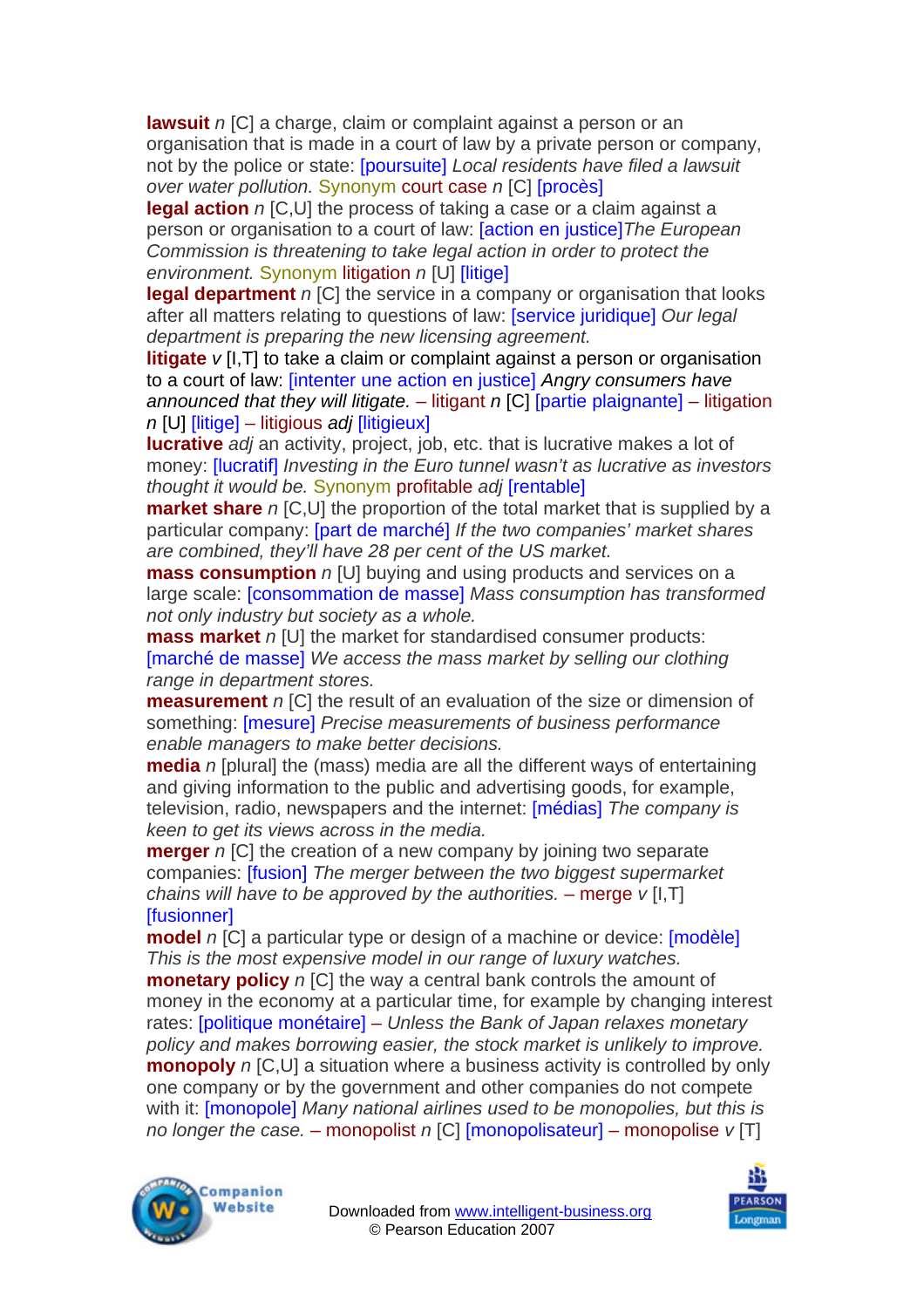**lawsuit** *n* [C] a charge, claim or complaint against a person or an organisation that is made in a court of law by a private person or company, not by the police or state: [poursuite] *Local residents have filed a lawsuit over water pollution.* Synonym court case *n* [C] [procès]

**legal action** *n* [C,U] the process of taking a case or a claim against a person or organisation to a court of law: [action en justice]*The European Commission is threatening to take legal action in order to protect the environment.* Synonym litigation *n* [U] [litige]

**legal department** *n* [C] the service in a company or organisation that looks after all matters relating to questions of law: [service juridique] *Our legal department is preparing the new licensing agreement.*

**litigate** *v* [I,T] to take a claim or complaint against a person or organisation to a court of law: [intenter une action en justice] *Angry consumers have announced that they will litigate.* – litigant *n* [C] [partie plaignante] – litigation *n* [U] [litige] – litigious *adj* [litigieux]

**lucrative** *adj* an activity, project, job, etc. that is lucrative makes a lot of money: [lucratif] *Investing in the Euro tunnel wasn't as lucrative as investors thought it would be.* Synonym profitable *adj* [rentable]

**market share** *n* [C,U] the proportion of the total market that is supplied by a particular company: [part de marché] *If the two companies' market shares are combined, they'll have 28 per cent of the US market.*

**mass consumption** *n* [U] buying and using products and services on a large scale: [consommation de masse] *Mass consumption has transformed not only industry but society as a whole.*

**mass market** *n* [U] the market for standardised consumer products: [marché de masse] *We access the mass market by selling our clothing range in department stores.*

**measurement** *n* [C] the result of an evaluation of the size or dimension of something: [mesure] *Precise measurements of business performance enable managers to make better decisions.*

**media** *n* [plural] the (mass) media are all the different ways of entertaining and giving information to the public and advertising goods, for example, television, radio, newspapers and the internet: [médias] *The company is keen to get its views across in the media.*

**merger** *n* [C] the creation of a new company by joining two separate companies: [fusion] *The merger between the two biggest supermarket chains will have to be approved by the authorities.* – merge *v* [I,T] [fusionner]

**model** *n* [C] a particular type or design of a machine or device: [modèle] *This is the most expensive model in our range of luxury watches.*

**monetary policy** *n* [C] the way a central bank controls the amount of money in the economy at a particular time, for example by changing interest rates: [politique monétaire] – *Unless the Bank of Japan relaxes monetary policy and makes borrowing easier, the stock market is unlikely to improve.*

**monopoly** *n* [C,U] a situation where a business activity is controlled by only one company or by the government and other companies do not compete with it: [monopole] *Many national airlines used to be monopolies, but this is no longer the case.* – monopolist *n* [C] [monopolisateur] – monopolise *v* [T]

Downloaded from www.intelligent-business.org
© Pearson Education 2007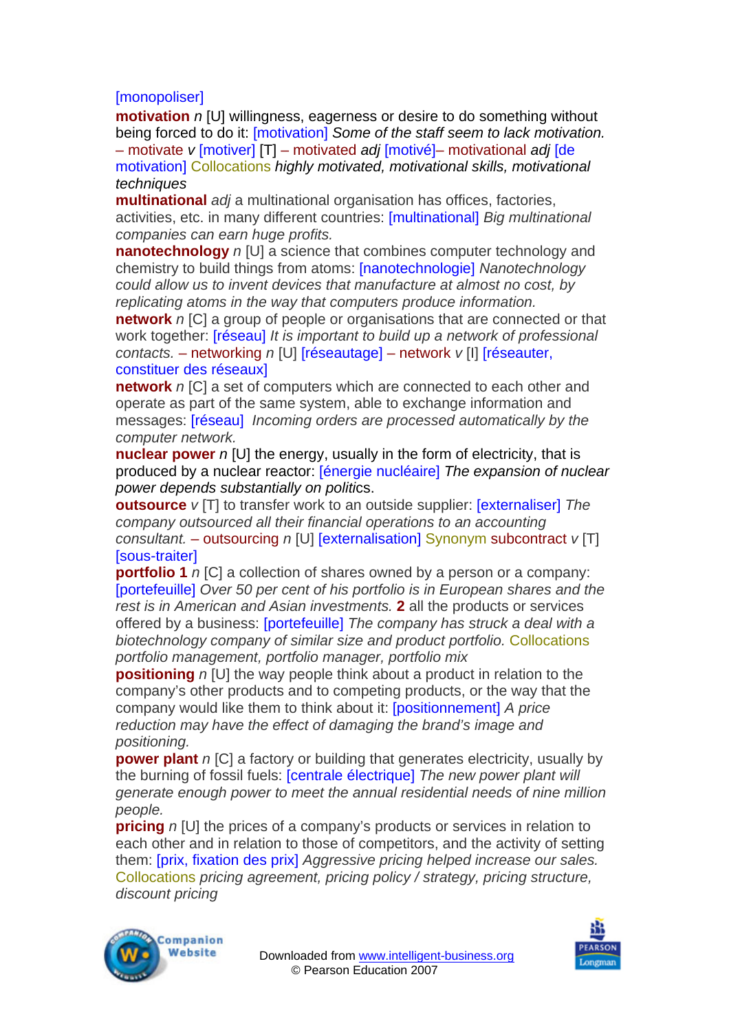[monopoliser]

**motivation** *n* [U] willingness, eagerness or desire to do something without being forced to do it: [motivation] *Some of the staff seem to lack motivation.* – motivate *v* [motiver] [T] – motivated *adj* [motivé]– motivational *adj* [de motivation] Collocations *highly motivated, motivational skills, motivational techniques*

**multinational** *adj* a multinational organisation has offices, factories, activities, etc. in many different countries: [multinational] *Big multinational companies can earn huge profits.*

**nanotechnology** *n* [U] a science that combines computer technology and chemistry to build things from atoms: [nanotechnologie] *Nanotechnology could allow us to invent devices that manufacture at almost no cost, by replicating atoms in the way that computers produce information.*

**network** *n* [C] a group of people or organisations that are connected or that work together: [réseau] *It is important to build up a network of professional contacts.* – networking *n* [U] [réseautage] – network *v* [I] [réseauter, constituer des réseaux]

**network** *n* [C] a set of computers which are connected to each other and operate as part of the same system, able to exchange information and messages: [réseau] *Incoming orders are processed automatically by the computer network.*

**nuclear power** *n* [U] the energy, usually in the form of electricity, that is produced by a nuclear reactor: [énergie nucléaire] *The expansion of nuclear power depends substantially on politi*cs.

**outsource** *v* [T] to transfer work to an outside supplier: [externaliser] *The company outsourced all their financial operations to an accounting consultant.* – outsourcing *n* [U] [externalisation] Synonym subcontract *v* [T] [sous-traiter]

**portfolio 1** *n* [C] a collection of shares owned by a person or a company: [portefeuille] *Over 50 per cent of his portfolio is in European shares and the rest is in American and Asian investments.* **2** all the products or services offered by a business: [portefeuille] *The company has struck a deal with a biotechnology company of similar size and product portfolio.* Collocations *portfolio management, portfolio manager, portfolio mix*

**positioning** *n* [U] the way people think about a product in relation to the company's other products and to competing products, or the way that the company would like them to think about it: [positionnement] *A price reduction may have the effect of damaging the brand's image and positioning.*

**power plant** *n* [C] a factory or building that generates electricity, usually by the burning of fossil fuels: [centrale électrique] *The new power plant will generate enough power to meet the annual residential needs of nine million people.*

**pricing** *n* [U] the prices of a company's products or services in relation to each other and in relation to those of competitors, and the activity of setting them: [prix, fixation des prix] *Aggressive pricing helped increase our sales.* Collocations *pricing agreement, pricing policy / strategy, pricing structure, discount pricing*

Downloaded from www.intelligent-business.org
© Pearson Education 2007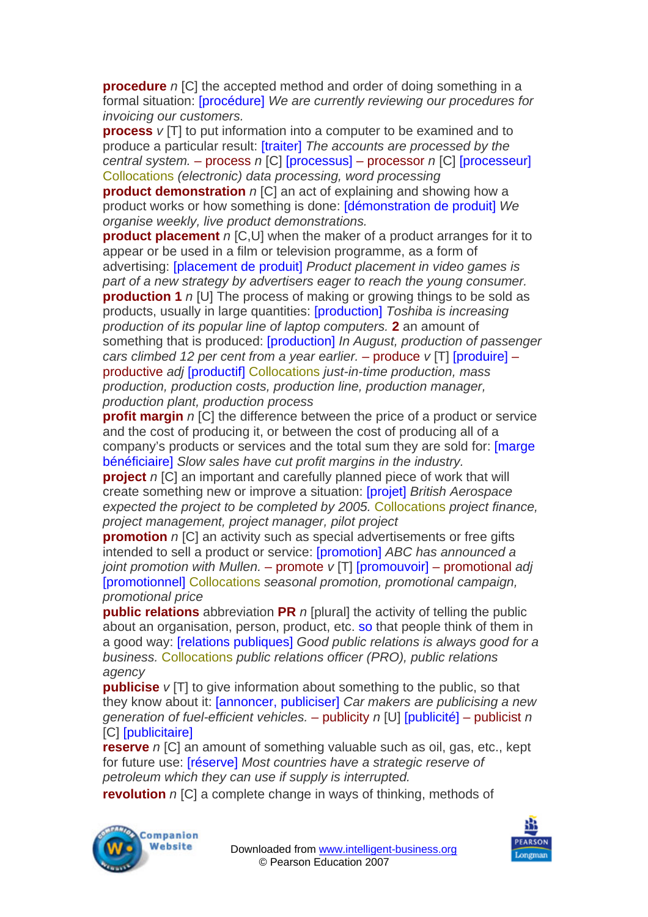**procedure** *n* [C] the accepted method and order of doing something in a formal situation: [procédure] *We are currently reviewing our procedures for invoicing our customers.*

**process** *v* [T] to put information into a computer to be examined and to produce a particular result: [traiter] *The accounts are processed by the central system.* – process *n* [C] [processus] – processor *n* [C] [processeur] Collocations *(electronic) data processing, word processing*

**product demonstration** *n* [C] an act of explaining and showing how a product works or how something is done: [démonstration de produit] *We organise weekly, live product demonstrations.*

**product placement** *n* [C,U] when the maker of a product arranges for it to appear or be used in a film or television programme, as a form of advertising: [placement de produit] *Product placement in video games is part of a new strategy by advertisers eager to reach the young consumer.*

**production 1** *n* [U] The process of making or growing things to be sold as products, usually in large quantities: [production] *Toshiba is increasing production of its popular line of laptop computers.* **2** an amount of something that is produced: [production] *In August, production of passenger cars climbed 12 per cent from a year earlier.* – produce *v* [T] [produire] – productive *adj* [productif] Collocations *just-in-time production, mass production, production costs, production line, production manager, production plant, production process*

**profit margin** *n* [C] the difference between the price of a product or service and the cost of producing it, or between the cost of producing all of a company's products or services and the total sum they are sold for: [marge bénéficiaire] *Slow sales have cut profit margins in the industry.*

**project** *n* [C] an important and carefully planned piece of work that will create something new or improve a situation: [projet] *British Aerospace expected the project to be completed by 2005.* Collocations *project finance, project management, project manager, pilot project*

**promotion** *n* [C] an activity such as special advertisements or free gifts intended to sell a product or service: [promotion] *ABC has announced a joint promotion with Mullen.* – promote *v* [T] [promouvoir] – promotional *adj* [promotionnel] Collocations *seasonal promotion, promotional campaign, promotional price*

**public relations** abbreviation **PR** *n* [plural] the activity of telling the public about an organisation, person, product, etc. so that people think of them in a good way: [relations publiques] *Good public relations is always good for a business.* Collocations *public relations officer (PRO), public relations agency*

**publicise** *v* [T] to give information about something to the public, so that they know about it: [annoncer, publiciser] *Car makers are publicising a new generation of fuel-efficient vehicles.* – publicity *n* [U] [publicité] – publicist *n* [C] [publicitaire]

**reserve** *n* [C] an amount of something valuable such as oil, gas, etc., kept for future use: [réserve] *Most countries have a strategic reserve of petroleum which they can use if supply is interrupted.*

**revolution** *n* [C] a complete change in ways of thinking, methods of

Downloaded from www.intelligent-business.org
© Pearson Education 2007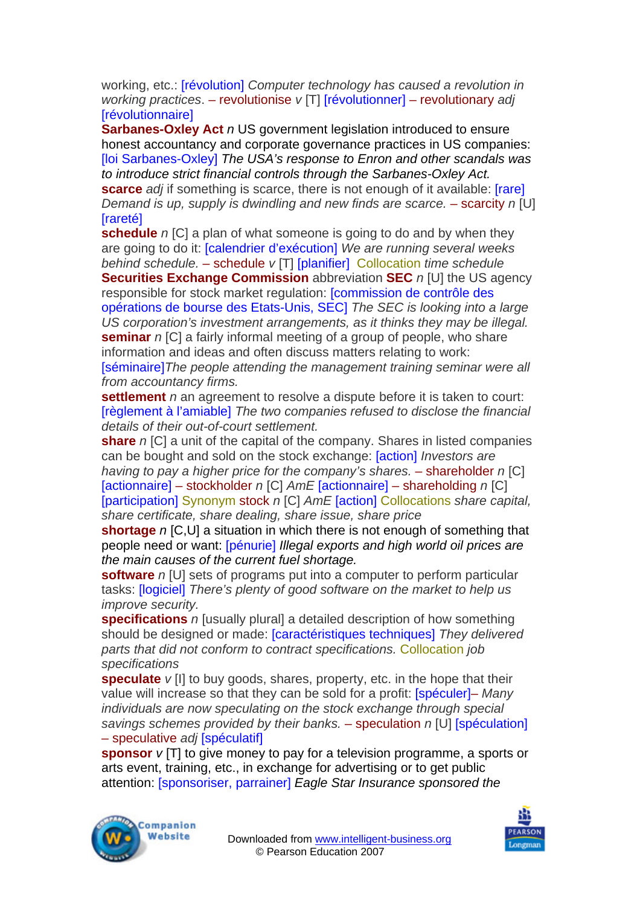working, etc.: [révolution] *Computer technology has caused a revolution in working practices.* – revolutionise *v* [T] [révolutionner] – revolutionary *adj* [révolutionnaire]

**Sarbanes-Oxley Act** *n* US government legislation introduced to ensure honest accountancy and corporate governance practices in US companies: [loi Sarbanes-Oxley] *The USA's response to Enron and other scandals was to introduce strict financial controls through the Sarbanes-Oxley Act.*

**scarce** *adj* if something is scarce, there is not enough of it available: [rare] *Demand is up, supply is dwindling and new finds are scarce.* – scarcity *n* [U] [rareté]

**schedule** *n* [C] a plan of what someone is going to do and by when they are going to do it: [calendrier d'exécution] *We are running several weeks behind schedule.* – schedule *v* [T] [planifier] Collocation *time schedule*

**Securities Exchange Commission** abbreviation **SEC** *n* [U] the US agency responsible for stock market regulation: [commission de contrôle des opérations de bourse des Etats-Unis, SEC] *The SEC is looking into a large US corporation's investment arrangements, as it thinks they may be illegal.*

**seminar** *n* [C] a fairly informal meeting of a group of people, who share information and ideas and often discuss matters relating to work: [séminaire]*The people attending the management training seminar were all from accountancy firms.*

**settlement** *n* an agreement to resolve a dispute before it is taken to court: [règlement à l'amiable] *The two companies refused to disclose the financial details of their out-of-court settlement.*

**share** *n* [C] a unit of the capital of the company. Shares in listed companies can be bought and sold on the stock exchange: [action] *Investors are having to pay a higher price for the company's shares.* – shareholder *n* [C] [actionnaire] – stockholder *n* [C] *AmE* [actionnaire] – shareholding *n* [C] [participation] Synonym stock *n* [C] *AmE* [action] Collocations *share capital, share certificate, share dealing, share issue, share price*

**shortage** *n* [C,U] a situation in which there is not enough of something that people need or want: [pénurie] *Illegal exports and high world oil prices are the main causes of the current fuel shortage.*

**software** *n* [U] sets of programs put into a computer to perform particular tasks: [logiciel] *There's plenty of good software on the market to help us improve security.*

**specifications** *n* [usually plural] a detailed description of how something should be designed or made: [caractéristiques techniques] *They delivered parts that did not conform to contract specifications.* Collocation *job specifications*

**speculate** *v* [I] to buy goods, shares, property, etc. in the hope that their value will increase so that they can be sold for a profit: [spéculer]– *Many individuals are now speculating on the stock exchange through special savings schemes provided by their banks.* – speculation *n* [U] [spéculation] – speculative *adj* [spéculatif]

**sponsor** *v* [T] to give money to pay for a television programme, a sports or arts event, training, etc., in exchange for advertising or to get public attention: [sponsoriser, parrainer] *Eagle Star Insurance sponsored the*

Downloaded from www.intelligent-business.org
© Pearson Education 2007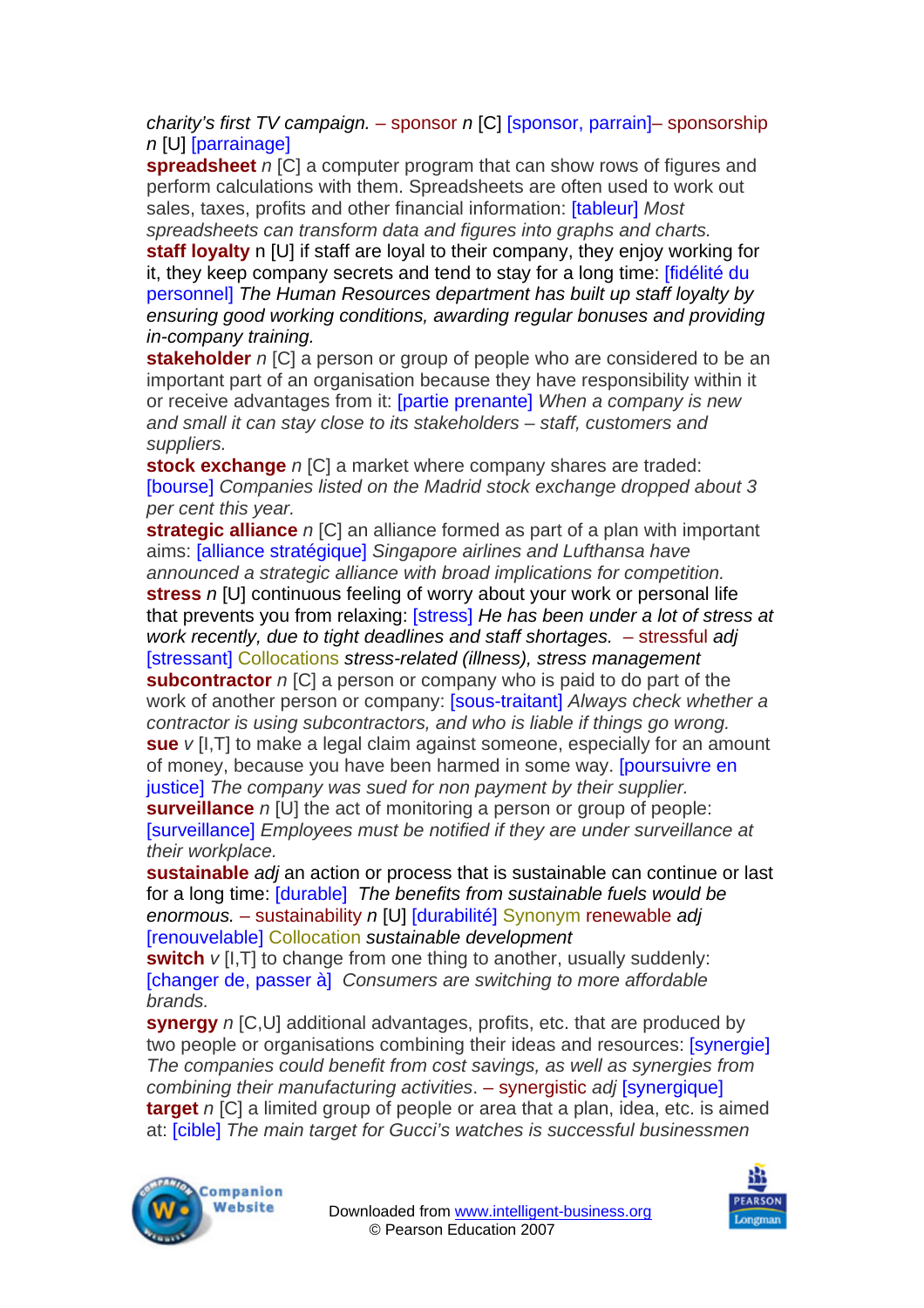*charity's first TV campaign.* – sponsor *n* [C] [sponsor, parrain]– sponsorship *n* [U] [parrainage]

**spreadsheet** *n* [C] a computer program that can show rows of figures and perform calculations with them. Spreadsheets are often used to work out sales, taxes, profits and other financial information: [tableur] *Most spreadsheets can transform data and figures into graphs and charts.*

**staff loyalty** n [U] if staff are loyal to their company, they enjoy working for it, they keep company secrets and tend to stay for a long time: [fidélité du personnel] *The Human Resources department has built up staff loyalty by ensuring good working conditions, awarding regular bonuses and providing in-company training.*

**stakeholder** *n* [C] a person or group of people who are considered to be an important part of an organisation because they have responsibility within it or receive advantages from it: [partie prenante] *When a company is new and small it can stay close to its stakeholders – staff, customers and suppliers.*

**stock exchange** *n* [C] a market where company shares are traded: [bourse] *Companies listed on the Madrid stock exchange dropped about 3 per cent this year.*

**strategic alliance** *n* [C] an alliance formed as part of a plan with important aims: [alliance stratégique] *Singapore airlines and Lufthansa have announced a strategic alliance with broad implications for competition.*

**stress** *n* [U] continuous feeling of worry about your work or personal life that prevents you from relaxing: [stress] *He has been under a lot of stress at work recently, due to tight deadlines and staff shortages.* – stressful *adj* [stressant] Collocations *stress-related (illness), stress management*

**subcontractor** *n* [C] a person or company who is paid to do part of the work of another person or company: [sous-traitant] *Always check whether a contractor is using subcontractors, and who is liable if things go wrong.*

**sue** *v* [I,T] to make a legal claim against someone, especially for an amount of money, because you have been harmed in some way. [poursuivre en justice] *The company was sued for non payment by their supplier.*

**surveillance** *n* [U] the act of monitoring a person or group of people: [surveillance] *Employees must be notified if they are under surveillance at their workplace.*

**sustainable** *adj* an action or process that is sustainable can continue or last for a long time: [durable] *The benefits from sustainable fuels would be enormous.* – sustainability *n* [U] [durabilité] Synonym renewable *adj* [renouvelable] Collocation *sustainable development*

**switch** *v* [I,T] to change from one thing to another, usually suddenly: [changer de, passer à] *Consumers are switching to more affordable brands.*

**synergy** *n* [C,U] additional advantages, profits, etc. that are produced by two people or organisations combining their ideas and resources: [synergie] *The companies could benefit from cost savings, as well as synergies from combining their manufacturing activities*. – synergistic *adj* [synergique]

**target** *n* [C] a limited group of people or area that a plan, idea, etc. is aimed at: [cible] *The main target for Gucci's watches is successful businessmen*

Downloaded from www.intelligent-business.org
© Pearson Education 2007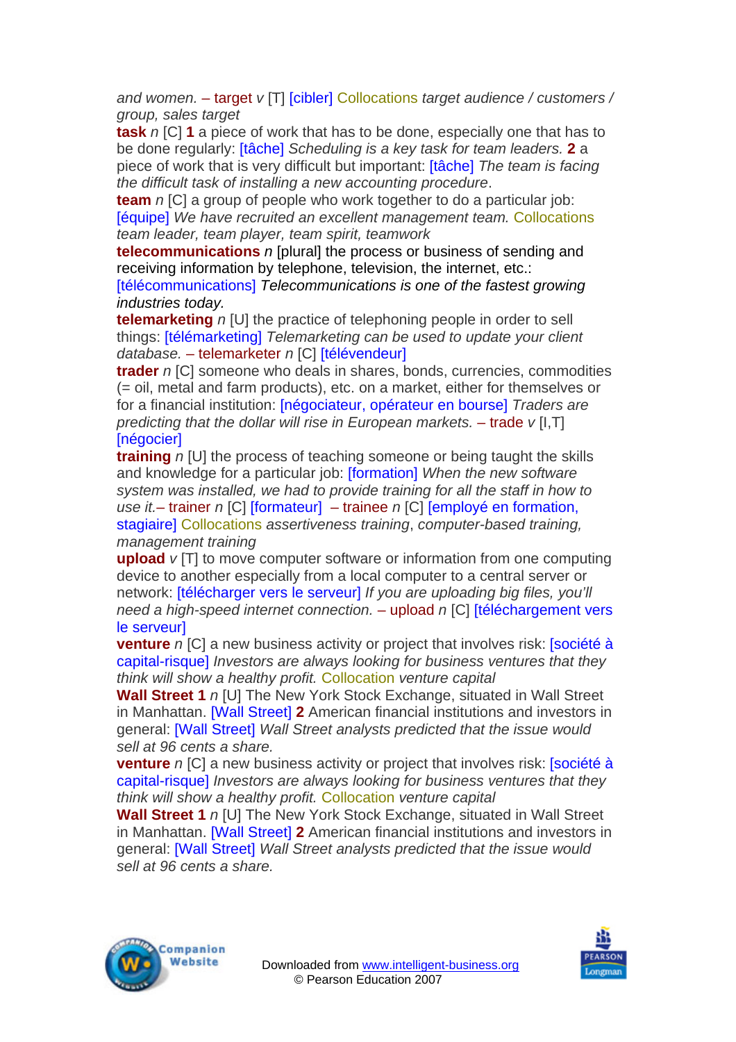*and women.* – target *v* [T] [cibler] Collocations *target audience / customers / group, sales target*

**task** *n* [C] **1** a piece of work that has to be done, especially one that has to be done regularly: [tâche] *Scheduling is a key task for team leaders.* **2** a piece of work that is very difficult but important: [tâche] *The team is facing the difficult task of installing a new accounting procedure*.

**team** *n* [C] a group of people who work together to do a particular job: [équipe] *We have recruited an excellent management team.* Collocations *team leader, team player, team spirit, teamwork*

**telecommunications** *n* [plural] the process or business of sending and receiving information by telephone, television, the internet, etc.: [télécommunications] *Telecommunications is one of the fastest growing industries today.*

**telemarketing** *n* [U] the practice of telephoning people in order to sell things: [télémarketing] *Telemarketing can be used to update your client database.* – telemarketer *n* [C] [télévendeur]

**trader** *n* [C] someone who deals in shares, bonds, currencies, commodities (= oil, metal and farm products), etc. on a market, either for themselves or for a financial institution: [négociateur, opérateur en bourse] *Traders are predicting that the dollar will rise in European markets.* – trade *v* [I,T] [négocier]

**training** *n* [U] the process of teaching someone or being taught the skills and knowledge for a particular job: [formation] *When the new software system was installed, we had to provide training for all the staff in how to use it.*– trainer *n* [C] [formateur] – trainee *n* [C] [employé en formation, stagiaire] Collocations *assertiveness training*, *computer-based training, management training*

**upload** *v* [T] to move computer software or information from one computing device to another especially from a local computer to a central server or network: [télécharger vers le serveur] *If you are uploading big files, you'll need a high-speed internet connection.* – upload *n* [C] [téléchargement vers le serveur]

**venture** *n* [C] a new business activity or project that involves risk: [société à capital-risque] *Investors are always looking for business ventures that they think will show a healthy profit.* Collocation *venture capital*

**Wall Street 1** *n* [U] The New York Stock Exchange, situated in Wall Street in Manhattan. [Wall Street] **2** American financial institutions and investors in general: [Wall Street] *Wall Street analysts predicted that the issue would sell at 96 cents a share.*

**venture** *n* [C] a new business activity or project that involves risk: [société à capital-risque] *Investors are always looking for business ventures that they think will show a healthy profit.* Collocation *venture capital*

**Wall Street 1** *n* [U] The New York Stock Exchange, situated in Wall Street in Manhattan. [Wall Street] **2** American financial institutions and investors in general: [Wall Street] *Wall Street analysts predicted that the issue would sell at 96 cents a share.*

Companion Website

Downloaded from www.intelligent-business.org
© Pearson Education 2007

PEARSON Longman